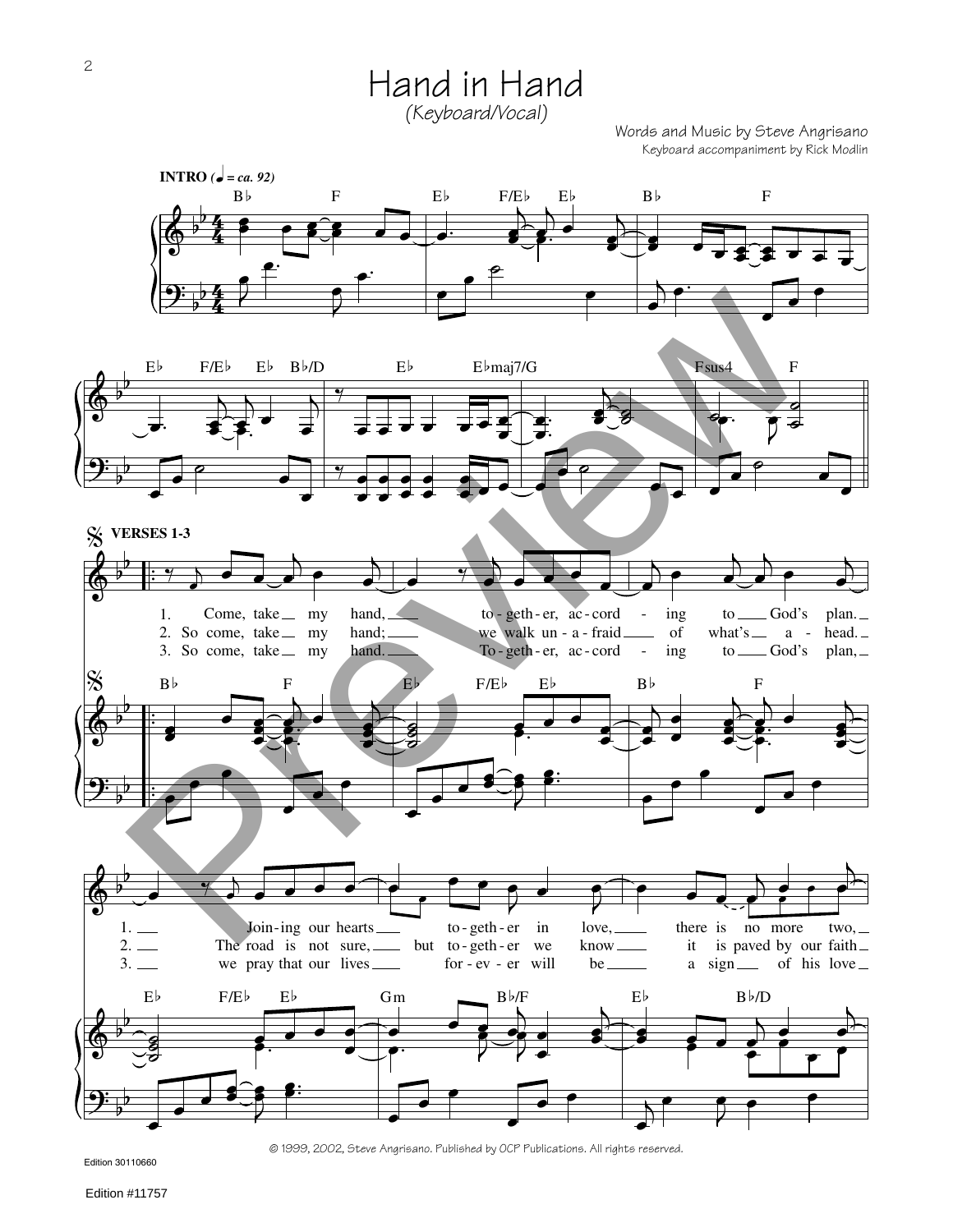# Hand in Hand

*(Keyboard/Vocal)*

Words and Music by Steve Angrisano
Keyboard accompaniment by Rick Modlin

**INTRO** (♩ = ca. 92)

Bb F Eb F/Eb Eb Bb F

Eb F/Eb Eb Bb/D Eb Ebmaj7/G Fsus4 F

**VERSES 1-3**

1. Come, take my hand, together, according to God's plan.
2. So come, take my hand; we walk unafraid of what's ahead.
3. So come, take my hand. Together, according to God's plan,

Bb F Eb F/Eb Eb Bb F

1. Joining our hearts together in love, there is no more two,
2. The road is not sure, but together we know it is paved by our faith
3. we pray that our lives forever will be a sign of his love

Eb F/Eb Eb Gm Bb/F Eb Bb/D

© 1999, 2002, Steve Angrisano. Published by OCP Publications. All rights reserved.

Edition 30110660

Edition #11757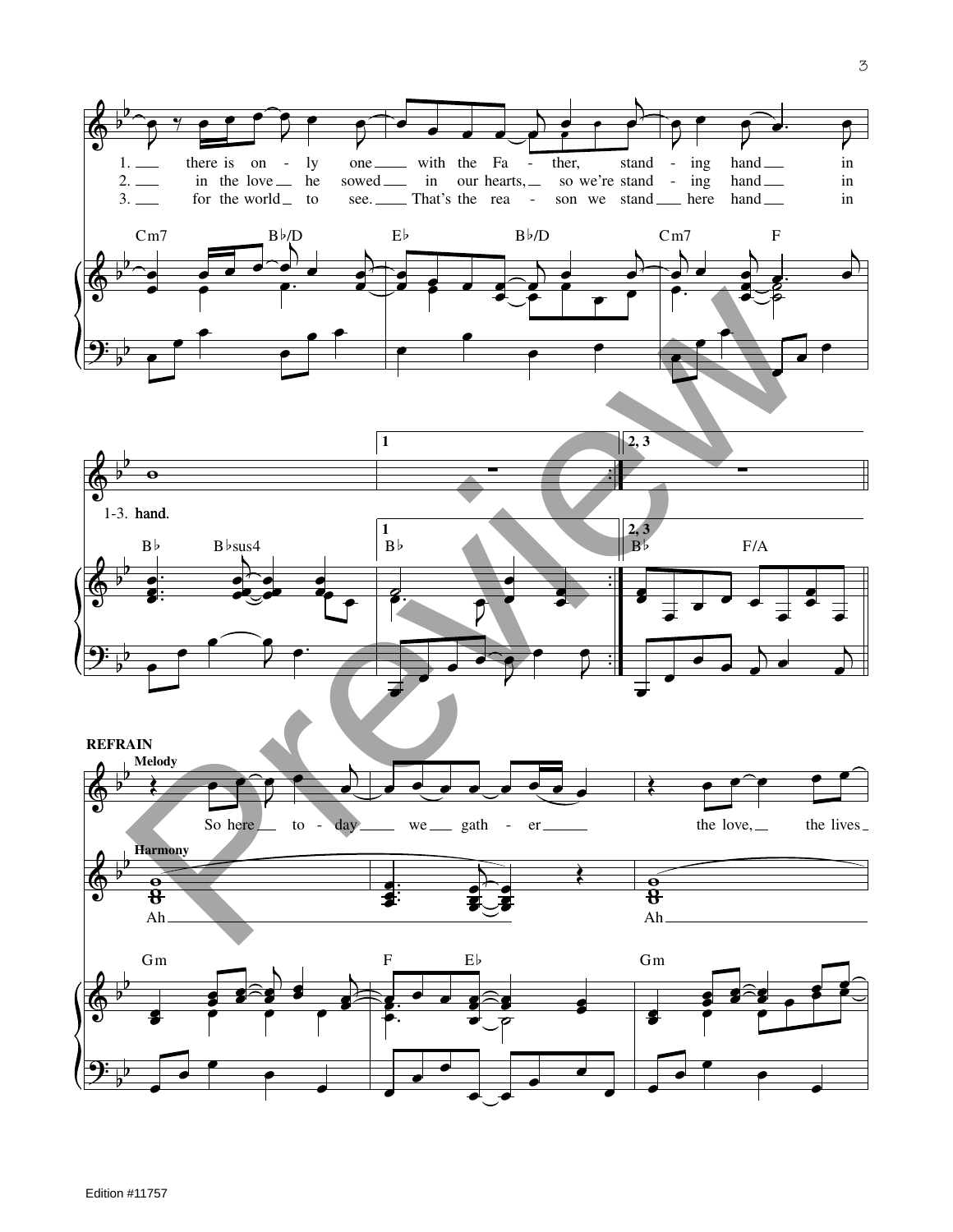1. there is on - ly one with the Fa - ther, stand - ing hand in
2. in the love he sowed in our hearts, so we're stand - ing hand in
3. for the world to see. That's the rea - son we stand here hand in

Cm7 B♭/D E♭ B♭/D Cm7 F

1-3. hand.

B♭ B♭sus4 | 1 B♭ | 2, 3 B♭ F/A

**REFRAIN**

Melody

So here to - day we gath - er the love, the lives

Harmony

Ah Ah

Gm F E♭ Gm

Edition #11757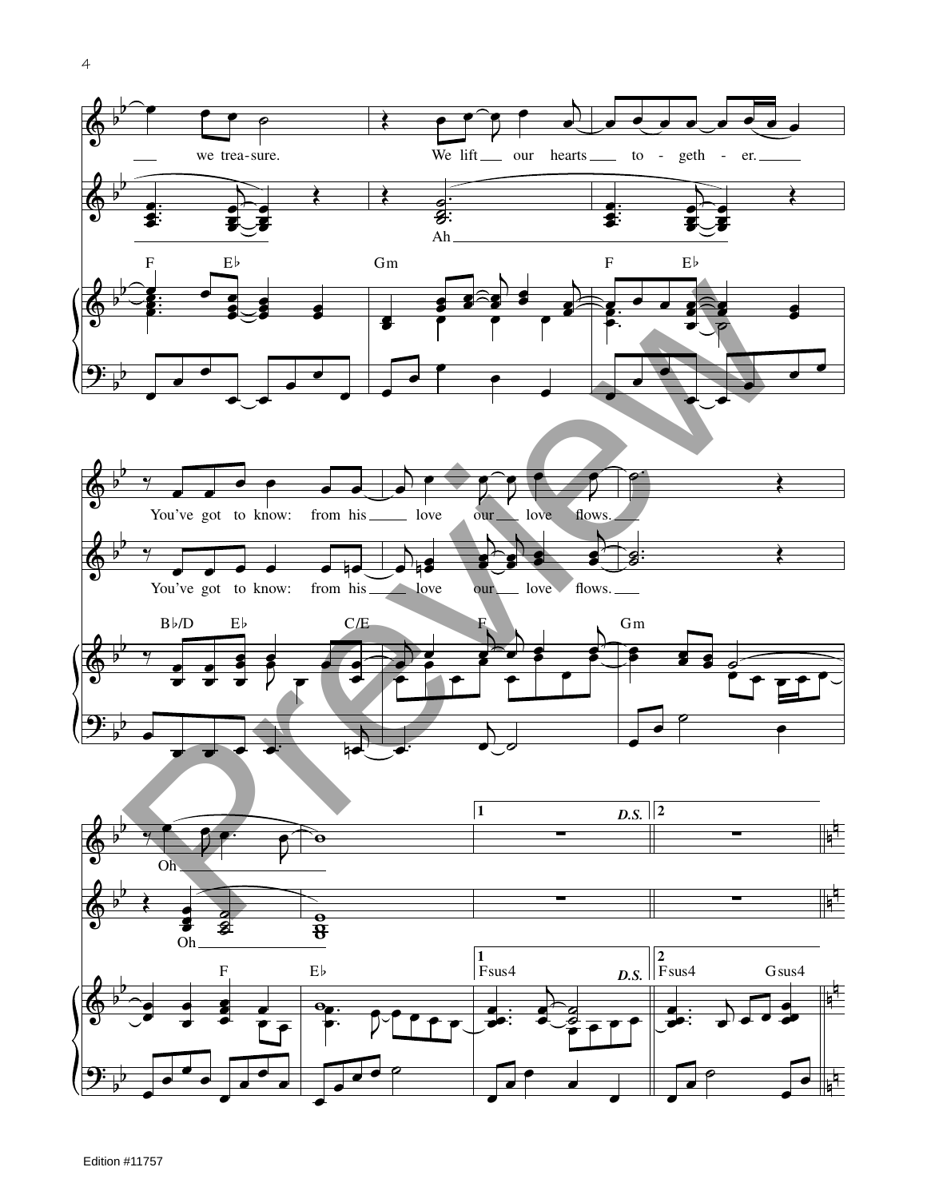we trea-sure. We lift our hearts to - geth - er.

Ah

F E♭ Gm F E♭

You've got to know: from his love our love flows.

You've got to know: from his love our love flows.

B♭/D E♭ C/E F Gm

Oh

Oh

F E♭

1 D.S. 2

1 Fsus4 D.S. 2 Fsus4 Gsus4

Edition #11757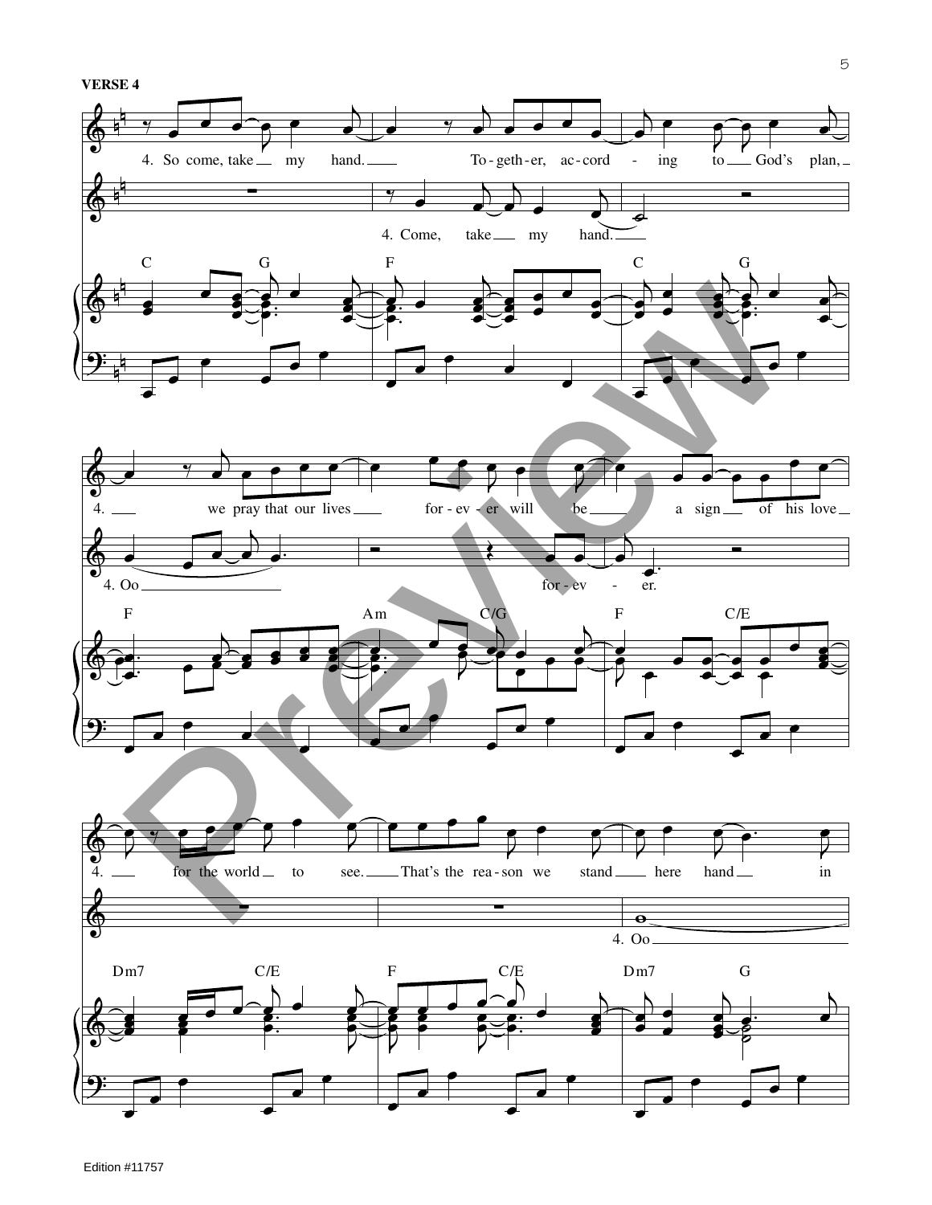**VERSE 4**

4. So come, take my hand. Together, according to God's plan,

4. Come, take my hand.

C G F C G

4. we pray that our lives forever will be a sign of his love

4. Oo forever.

F Am C/G F C/E

4. for the world to see. That's the reason we stand here hand in

4. Oo

Dm7 C/E F C/E Dm7 G

Edition #11757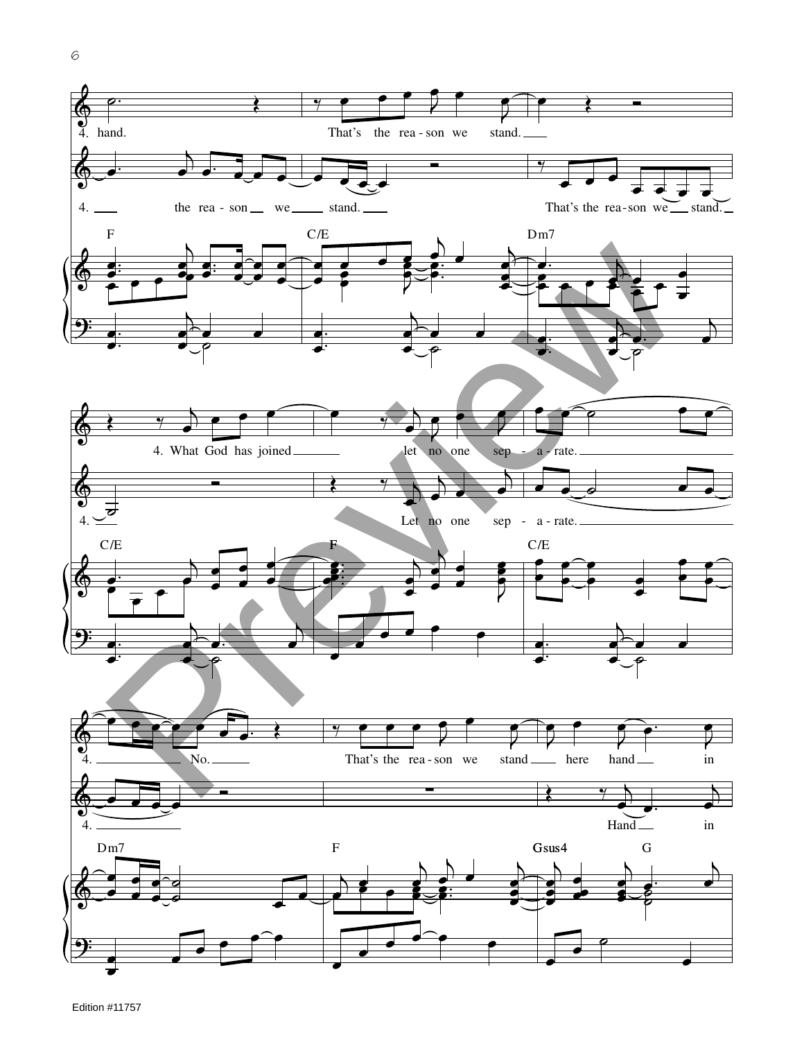4. hand. That's the rea - son we stand.

4. the rea - son we stand. That's the rea - son we stand.

F C/E Dm7

4. What God has joined let no one sep - a - rate.

4. Let no one sep - a - rate.

C/E F C/E

4. No. That's the rea - son we stand here hand in

4. Hand in

Dm7 F Gsus4 G

Edition #11757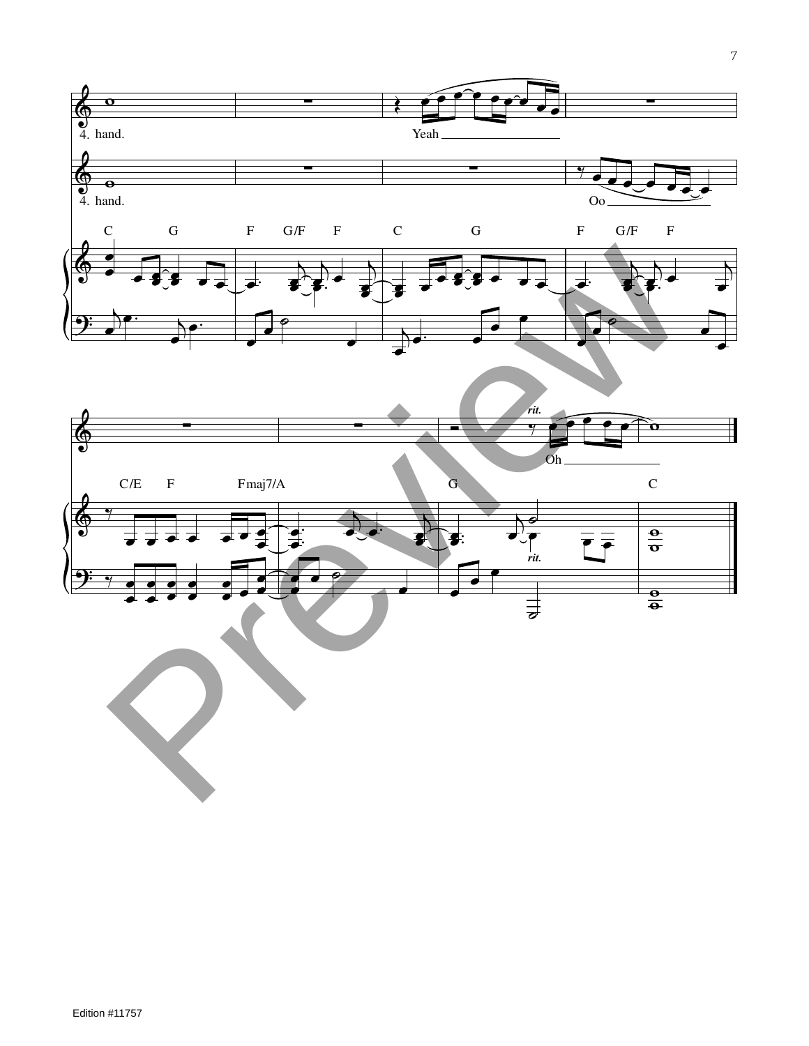4. hand.

Yeah

4. hand.

Oo

C G F G/F F C G F G/F F

*rit.*

Oh

C/E F Fmaj7/A G C

*rit.*

Edition #11757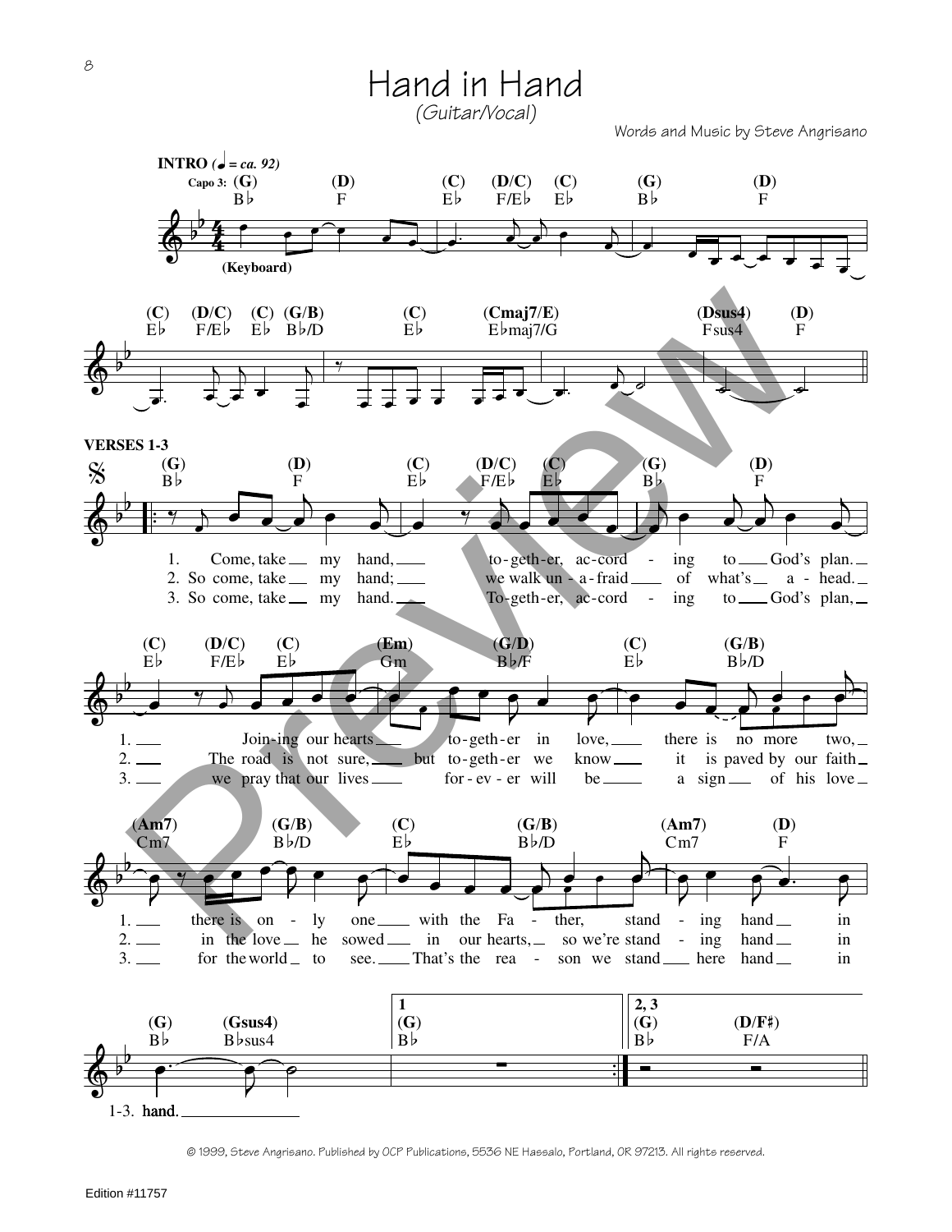# Hand in Hand

*(Guitar/Vocal)*

Words and Music by Steve Angrisano

**INTRO** (♩ = ca. 92)

Capo 3: (G) B♭ (D) F (C) E♭ (D/C) F/E♭ (C) E♭ (G) B♭ (D) F

(Keyboard)

(C) E♭ (D/C) F/E♭ (C) E♭ (G/B) B♭/D (C) E♭ (Cmaj7/E) E♭maj7/G (Dsus4) Fsus4 (D) F

**VERSES 1-3**

(G) B♭ (D) F (C) E♭ (D/C) F/E♭ (C) E♭ (G) B♭ (D) F

1. Come, take my hand, together, accord - ing to God's plan.
2. So come, take my hand; we walk un - a - fraid of what's a - head.
3. So come, take my hand. To-geth-er, ac-cord - ing to God's plan,

(C) E♭ (D/C) F/E♭ (C) E♭ (Em) Gm (G/D) B♭/F (C) E♭ (G/B) B♭/D

1. Join-ing our hearts to-geth-er in love, there is no more two,
2. The road is not sure, but to-geth-er we know it is paved by our faith
3. we pray that our lives for-ev-er will be a sign of his love

(Am7) Cm7 (G/B) B♭/D (C) E♭ (G/B) B♭/D (Am7) Cm7 (D) F

1. there is on - ly one with the Fa - ther, stand - ing hand in
2. in the love he sowed in our hearts, so we're stand - ing hand in
3. for the world to see. That's the rea - son we stand here hand in

(G) B♭ (Gsus4) B♭sus4 | 1 (G) B♭ | 2, 3 (G) B♭ (D/F♯) F/A

1-3. hand.

© 1999, Steve Angrisano. Published by OCP Publications, 5536 NE Hassalo, Portland, OR 97213. All rights reserved.

Edition #11757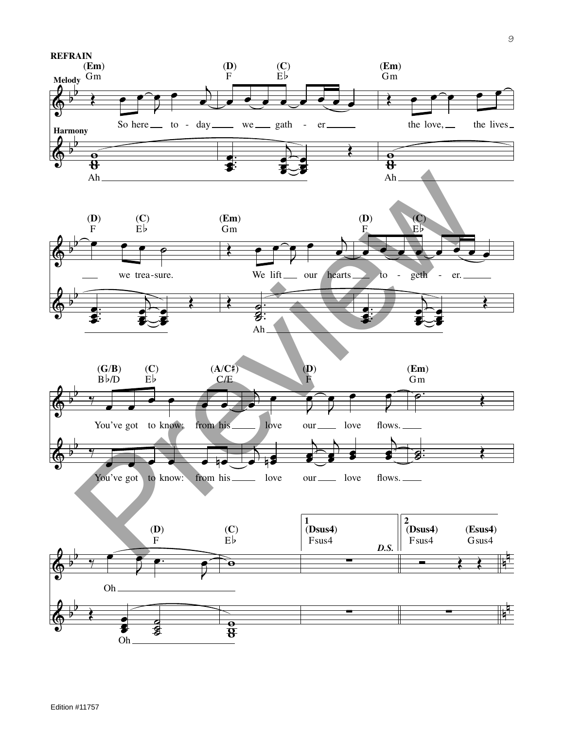**REFRAIN**

(Em) Gm — (D) F — (C) E♭ — (Em) Gm

**Melody**

So here to - day we gath - er the love, the lives

**Harmony**

Ah Ah

(D) F — (C) E♭ — (Em) Gm — (D) F — (C) E♭

we trea-sure. We lift our hearts to - geth - er.

Ah

(G/B) B♭/D — (C) E♭ — (A/C♯) C/E — (D) F — (Em) Gm

You've got to know: from his love our love flows.

You've got to know: from his love our love flows.

(D) F — (C) E♭ — 1 (Dsus4) Fsus4 *D.S.* — 2 (Dsus4) Fsus4 — (Esus4) Gsus4

Oh

Oh

Edition #11757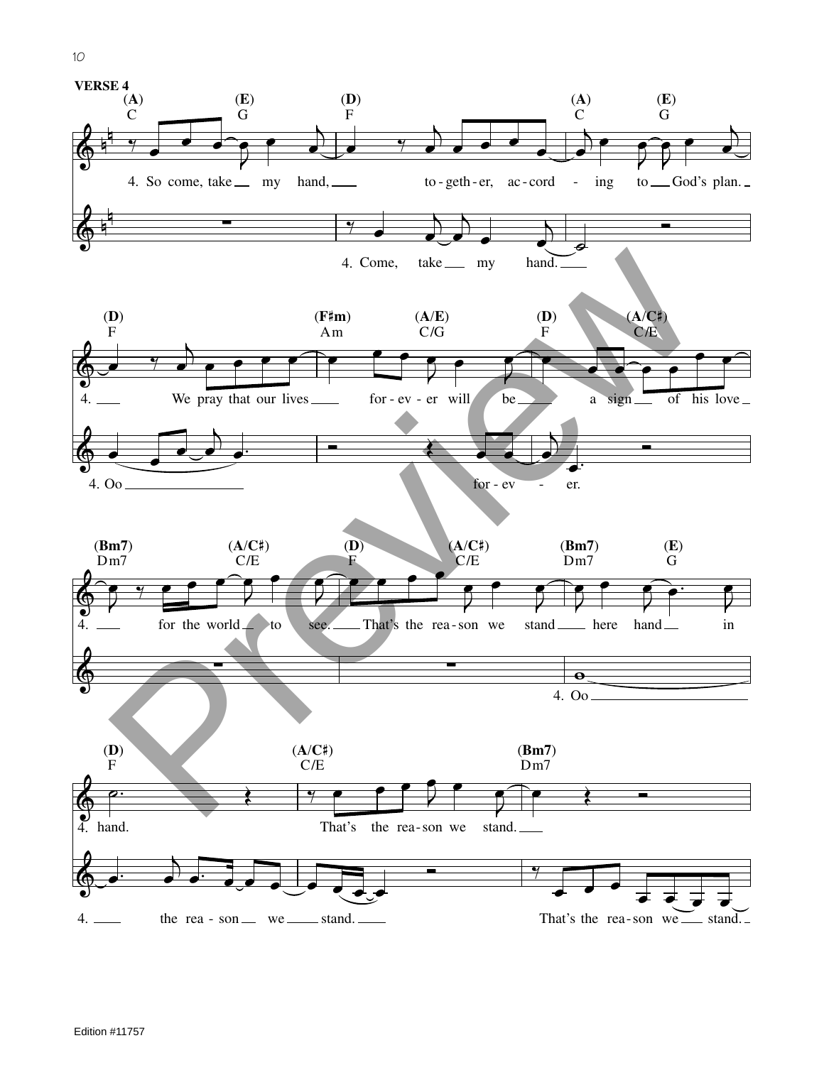**VERSE 4**

(A) C — (E) G — (D) F — (A) C — (E) G

4. So come, take my hand, to-geth-er, ac-cord-ing to God's plan.

4. Come, take my hand.

(D) F — (F♯m) Am — (A/E) C/G — (D) F — (A/C♯) C/E

4. We pray that our lives for-ev-er will be a sign of his love

4. Oo for-ev-er.

(Bm7) Dm7 — (A/C♯) C/E — (D) F — (A/C♯) C/E — (Bm7) Dm7 — (E) G

4. for the world to see. That's the rea-son we stand here hand in

4. Oo

(D) F — (A/C♯) C/E — (Bm7) Dm7

4. hand. That's the rea-son we stand.

4. the rea-son we stand. That's the rea-son we stand.

Edition #11757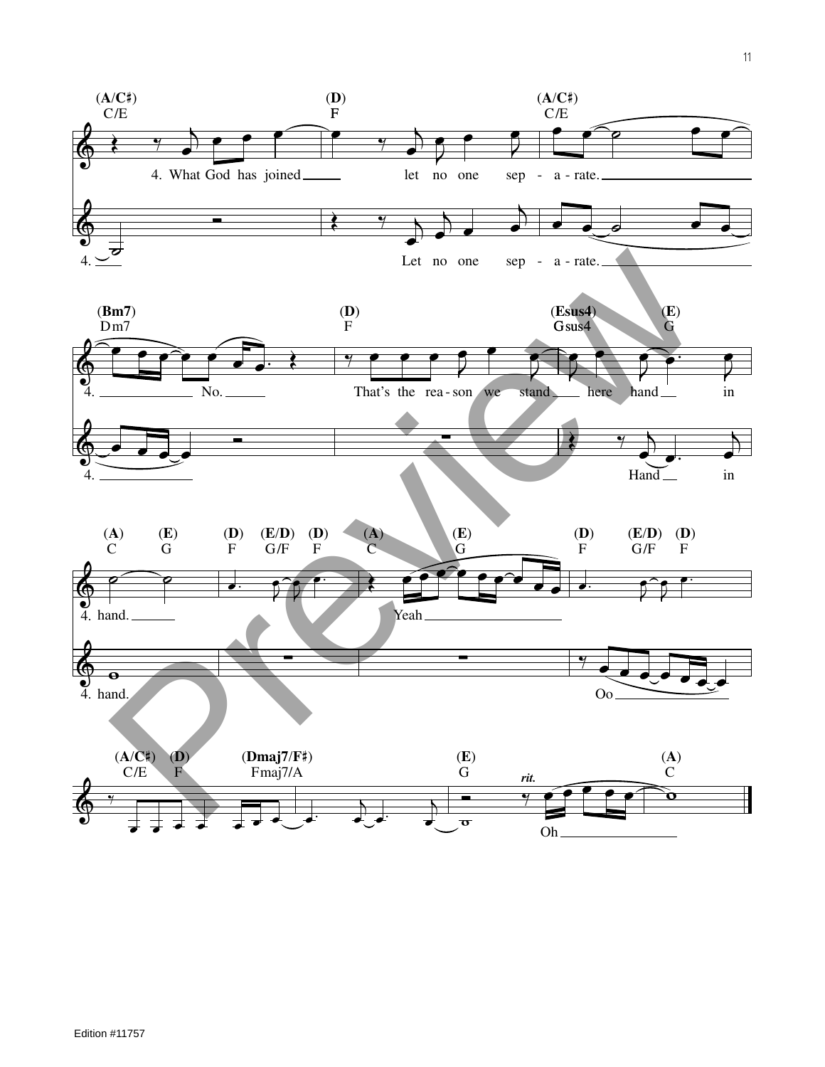(A/C♯) C/E
(D) F
(A/C♯) C/E

4. What God has joined let no one sep - a - rate.

4. Let no one sep - a - rate.

(Bm7) Dm7
(D) F
(Esus4) Gsus4
(E) G

4. No. That's the rea - son we stand here hand in

4. Hand in

(A) C
(E) G
(D) F
(E/D) G/F
(D) F
(A) C
(E) G
(D) F
(E/D) G/F
(D) F

4. hand. Yeah

4. hand. Oo

(A/C♯) C/E
(D) F
(Dmaj7/F♯) Fmaj7/A
(E) G
(A) C

*rit.*

Oh

Edition #11757